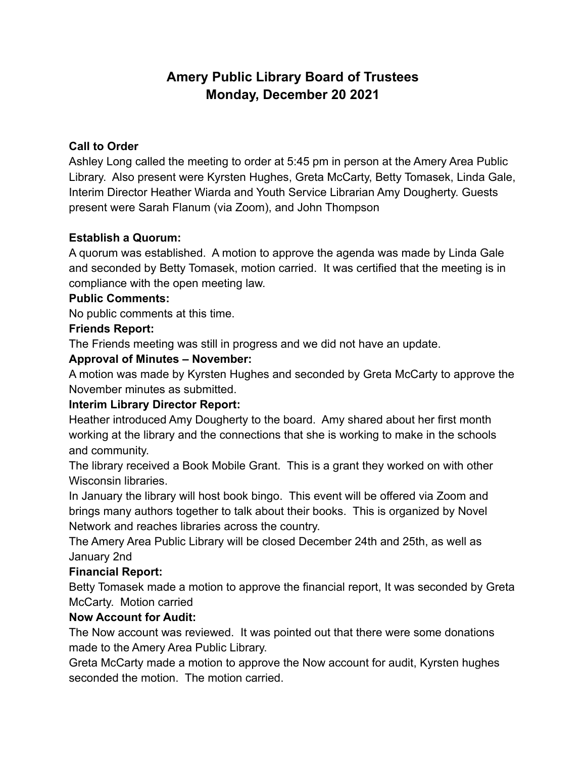# Amery Public Library Board of Trustees
# Monday, December 20 2021

**Call to Order**

Ashley Long called the meeting to order at 5:45 pm in person at the Amery Area Public Library. Also present were Kyrsten Hughes, Greta McCarty, Betty Tomasek, Linda Gale, Interim Director Heather Wiarda and Youth Service Librarian Amy Dougherty. Guests present were Sarah Flanum (via Zoom), and John Thompson

**Establish a Quorum:**

A quorum was established. A motion to approve the agenda was made by Linda Gale and seconded by Betty Tomasek, motion carried. It was certified that the meeting is in compliance with the open meeting law.

**Public Comments:**

No public comments at this time.

**Friends Report:**

The Friends meeting was still in progress and we did not have an update.

**Approval of Minutes – November:**

A motion was made by Kyrsten Hughes and seconded by Greta McCarty to approve the November minutes as submitted.

**Interim Library Director Report:**

Heather introduced Amy Dougherty to the board. Amy shared about her first month working at the library and the connections that she is working to make in the schools and community.

The library received a Book Mobile Grant. This is a grant they worked on with other Wisconsin libraries.

In January the library will host book bingo. This event will be offered via Zoom and brings many authors together to talk about their books. This is organized by Novel Network and reaches libraries across the country.

The Amery Area Public Library will be closed December 24th and 25th, as well as January 2nd

**Financial Report:**

Betty Tomasek made a motion to approve the financial report, It was seconded by Greta McCarty. Motion carried

**Now Account for Audit:**

The Now account was reviewed. It was pointed out that there were some donations made to the Amery Area Public Library.

Greta McCarty made a motion to approve the Now account for audit, Kyrsten hughes seconded the motion. The motion carried.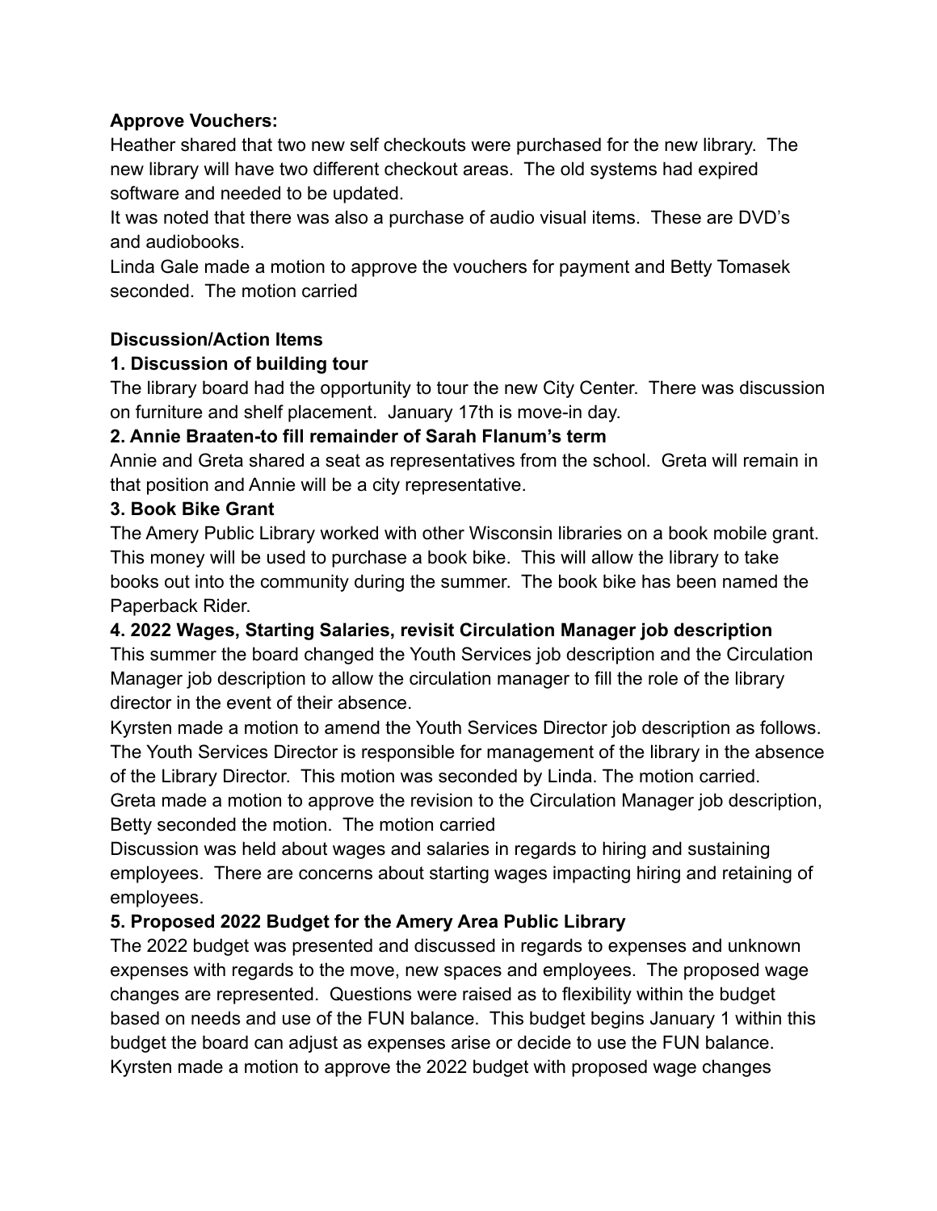**Approve Vouchers:**

Heather shared that two new self checkouts were purchased for the new library. The new library will have two different checkout areas. The old systems had expired software and needed to be updated.

It was noted that there was also a purchase of audio visual items. These are DVD's and audiobooks.

Linda Gale made a motion to approve the vouchers for payment and Betty Tomasek seconded. The motion carried

**Discussion/Action Items**

**1. Discussion of building tour**

The library board had the opportunity to tour the new City Center. There was discussion on furniture and shelf placement. January 17th is move-in day.

**2. Annie Braaten-to fill remainder of Sarah Flanum's term**

Annie and Greta shared a seat as representatives from the school. Greta will remain in that position and Annie will be a city representative.

**3. Book Bike Grant**

The Amery Public Library worked with other Wisconsin libraries on a book mobile grant. This money will be used to purchase a book bike. This will allow the library to take books out into the community during the summer. The book bike has been named the Paperback Rider.

**4. 2022 Wages, Starting Salaries, revisit Circulation Manager job description**

This summer the board changed the Youth Services job description and the Circulation Manager job description to allow the circulation manager to fill the role of the library director in the event of their absence.

Kyrsten made a motion to amend the Youth Services Director job description as follows. The Youth Services Director is responsible for management of the library in the absence of the Library Director. This motion was seconded by Linda. The motion carried.

Greta made a motion to approve the revision to the Circulation Manager job description, Betty seconded the motion. The motion carried

Discussion was held about wages and salaries in regards to hiring and sustaining employees. There are concerns about starting wages impacting hiring and retaining of employees.

**5. Proposed 2022 Budget for the Amery Area Public Library**

The 2022 budget was presented and discussed in regards to expenses and unknown expenses with regards to the move, new spaces and employees. The proposed wage changes are represented. Questions were raised as to flexibility within the budget based on needs and use of the FUN balance. This budget begins January 1 within this budget the board can adjust as expenses arise or decide to use the FUN balance. Kyrsten made a motion to approve the 2022 budget with proposed wage changes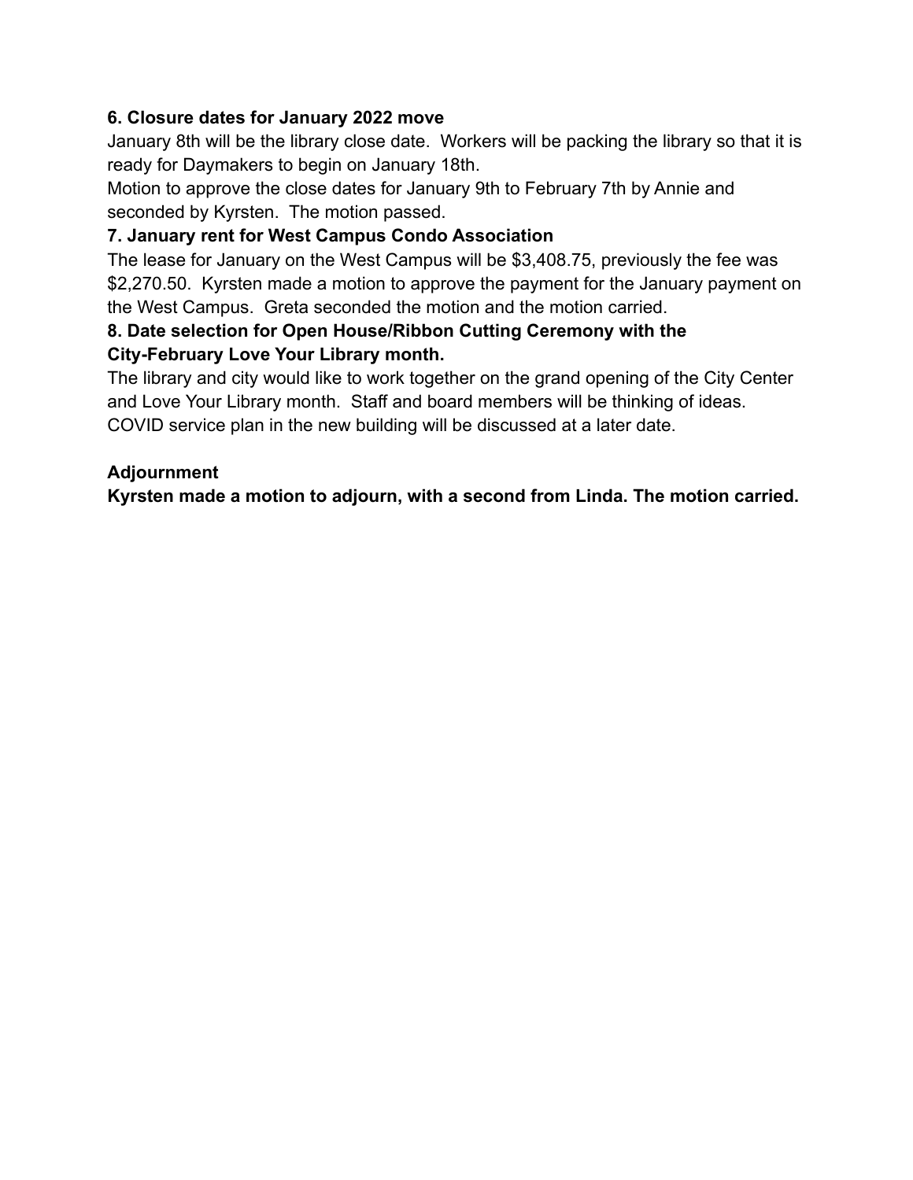**6. Closure dates for January 2022 move**

January 8th will be the library close date. Workers will be packing the library so that it is ready for Daymakers to begin on January 18th.

Motion to approve the close dates for January 9th to February 7th by Annie and seconded by Kyrsten. The motion passed.

**7. January rent for West Campus Condo Association**

The lease for January on the West Campus will be $3,408.75, previously the fee was $2,270.50. Kyrsten made a motion to approve the payment for the January payment on the West Campus. Greta seconded the motion and the motion carried.

**8. Date selection for Open House/Ribbon Cutting Ceremony with the City-February Love Your Library month.**

The library and city would like to work together on the grand opening of the City Center and Love Your Library month. Staff and board members will be thinking of ideas.

COVID service plan in the new building will be discussed at a later date.

**Adjournment**

**Kyrsten made a motion to adjourn, with a second from Linda. The motion carried.**